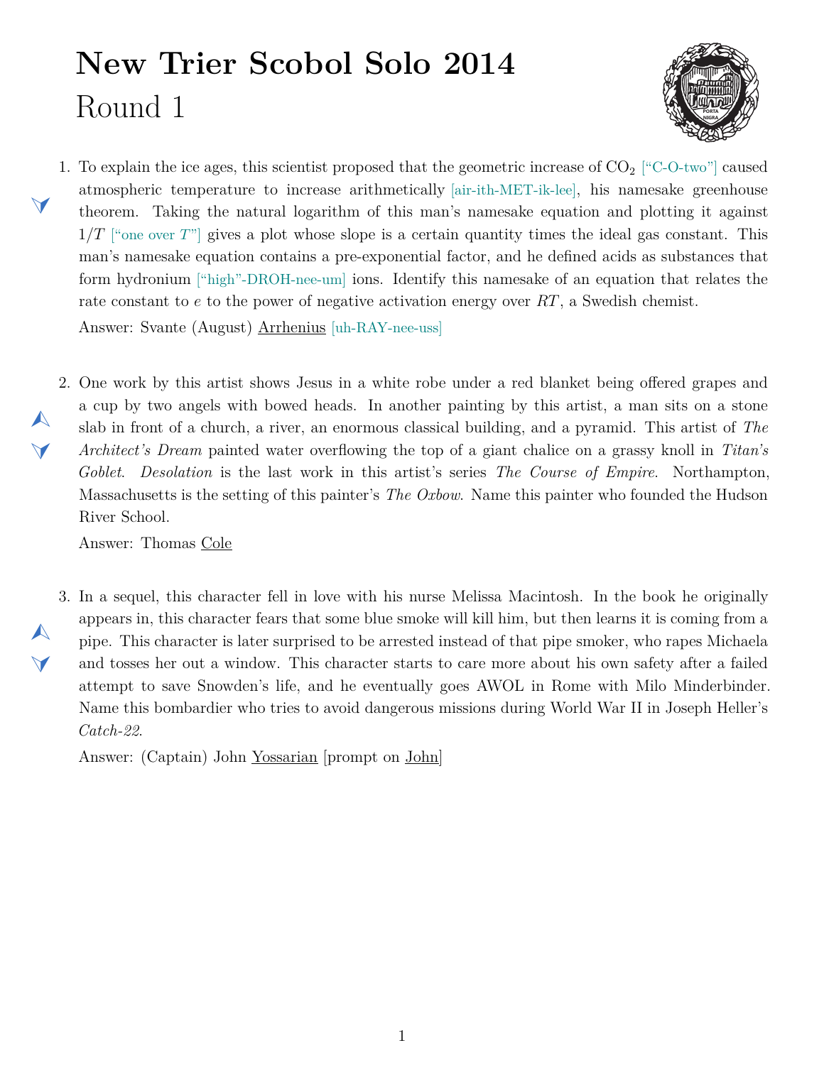# New Trier Scobol Solo 2014

## Round 1

1. To explain the ice ages, this scientist proposed that the geometric increase of $CO_2$ ["C-O-two"] caused atmospheric temperature to increase arithmetically [air-ith-MET-ik-lee], his namesake greenhouse theorem. Taking the natural logarithm of this man's namesake equation and plotting it against $1/T$ ["one over $T$"] gives a plot whose slope is a certain quantity times the ideal gas constant. This man's namesake equation contains a pre-exponential factor, and he defined acids as substances that form hydronium ["high"-DROH-nee-um] ions. Identify this namesake of an equation that relates the rate constant to $e$ to the power of negative activation energy over $RT$, a Swedish chemist.

   Answer: Svante (August) Arrhenius [uh-RAY-nee-uss]

2. One work by this artist shows Jesus in a white robe under a red blanket being offered grapes and a cup by two angels with bowed heads. In another painting by this artist, a man sits on a stone slab in front of a church, a river, an enormous classical building, and a pyramid. This artist of *The Architect's Dream* painted water overflowing the top of a giant chalice on a grassy knoll in *Titan's Goblet*. *Desolation* is the last work in this artist's series *The Course of Empire*. Northampton, Massachusetts is the setting of this painter's *The Oxbow*. Name this painter who founded the Hudson River School.

   Answer: Thomas Cole

3. In a sequel, this character fell in love with his nurse Melissa Macintosh. In the book he originally appears in, this character fears that some blue smoke will kill him, but then learns it is coming from a pipe. This character is later surprised to be arrested instead of that pipe smoker, who rapes Michaela and tosses her out a window. This character starts to care more about his own safety after a failed attempt to save Snowden's life, and he eventually goes AWOL in Rome with Milo Minderbinder. Name this bombardier who tries to avoid dangerous missions during World War II in Joseph Heller's *Catch-22*.

   Answer: (Captain) John Yossarian [prompt on John]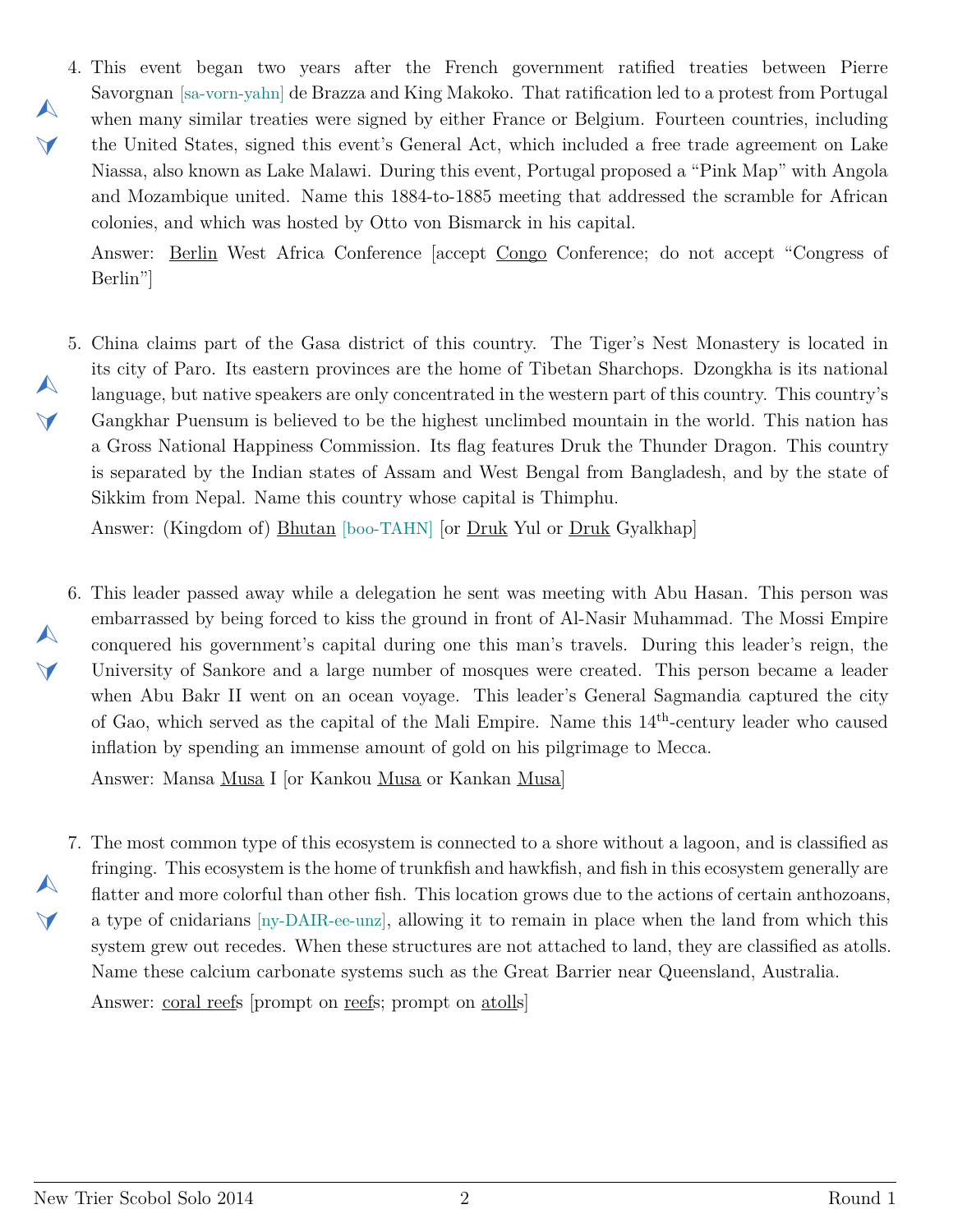4. This event began two years after the French government ratified treaties between Pierre Savorgnan [sa-vorn-yahn] de Brazza and King Makoko. That ratification led to a protest from Portugal when many similar treaties were signed by either France or Belgium. Fourteen countries, including the United States, signed this event's General Act, which included a free trade agreement on Lake Niassa, also known as Lake Malawi. During this event, Portugal proposed a "Pink Map" with Angola and Mozambique united. Name this 1884-to-1885 meeting that addressed the scramble for African colonies, and which was hosted by Otto von Bismarck in his capital.

   Answer: Berlin West Africa Conference [accept Congo Conference; do not accept "Congress of Berlin"]

5. China claims part of the Gasa district of this country. The Tiger's Nest Monastery is located in its city of Paro. Its eastern provinces are the home of Tibetan Sharchops. Dzongkha is its national language, but native speakers are only concentrated in the western part of this country. This country's Gangkhar Puensum is believed to be the highest unclimbed mountain in the world. This nation has a Gross National Happiness Commission. Its flag features Druk the Thunder Dragon. This country is separated by the Indian states of Assam and West Bengal from Bangladesh, and by the state of Sikkim from Nepal. Name this country whose capital is Thimphu.

   Answer: (Kingdom of) Bhutan [boo-TAHN] [or Druk Yul or Druk Gyalkhap]

6. This leader passed away while a delegation he sent was meeting with Abu Hasan. This person was embarrassed by being forced to kiss the ground in front of Al-Nasir Muhammad. The Mossi Empire conquered his government's capital during one this man's travels. During this leader's reign, the University of Sankore and a large number of mosques were created. This person became a leader when Abu Bakr II went on an ocean voyage. This leader's General Sagmandia captured the city of Gao, which served as the capital of the Mali Empire. Name this 14th-century leader who caused inflation by spending an immense amount of gold on his pilgrimage to Mecca.

   Answer: Mansa Musa I [or Kankou Musa or Kankan Musa]

7. The most common type of this ecosystem is connected to a shore without a lagoon, and is classified as fringing. This ecosystem is the home of trunkfish and hawkfish, and fish in this ecosystem generally are flatter and more colorful than other fish. This location grows due to the actions of certain anthozoans, a type of cnidarians [ny-DAIR-ee-unz], allowing it to remain in place when the land from which this system grew out recedes. When these structures are not attached to land, they are classified as atolls. Name these calcium carbonate systems such as the Great Barrier near Queensland, Australia.

   Answer: coral reefs [prompt on reefs; prompt on atolls]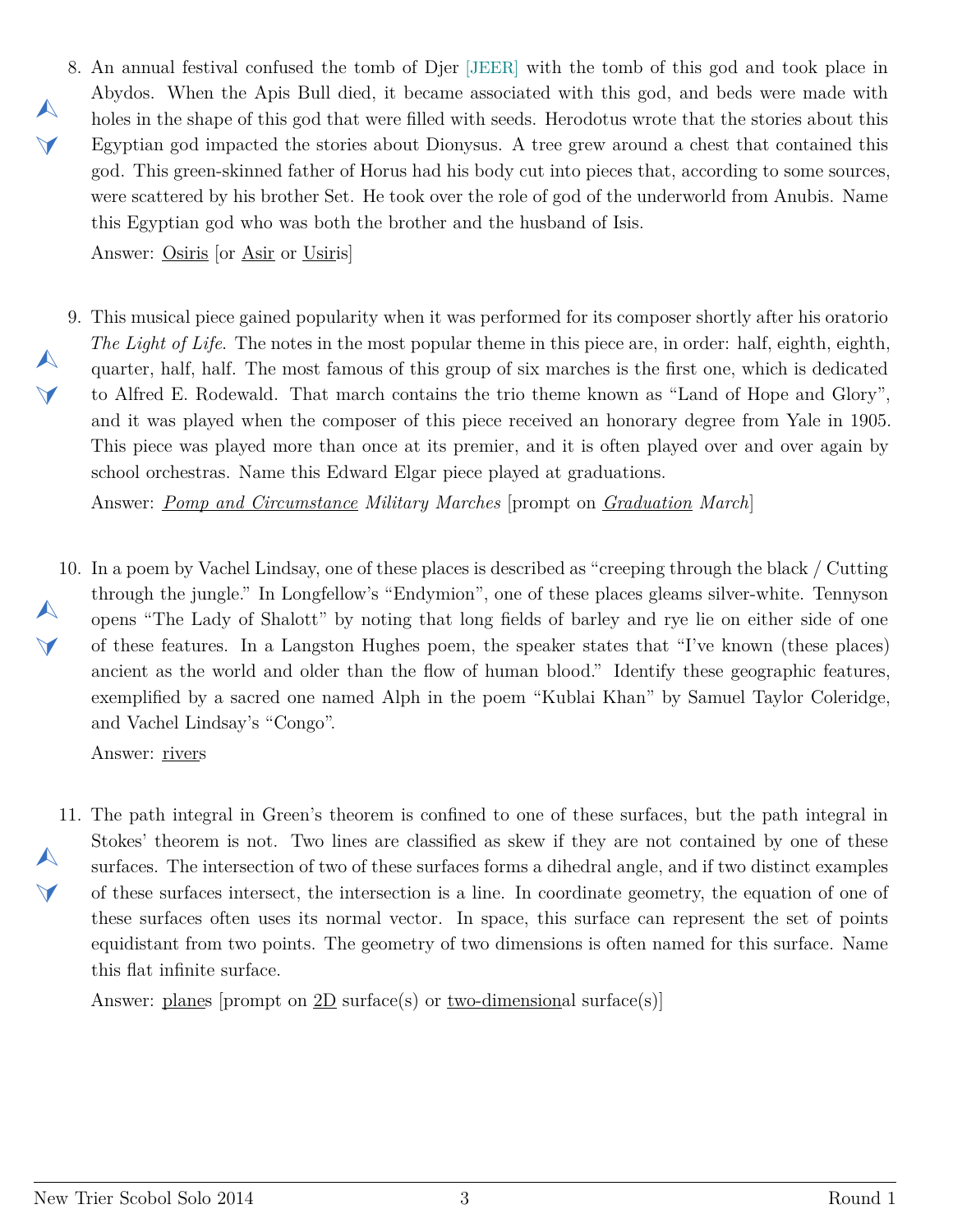8. An annual festival confused the tomb of Djer [JEER] with the tomb of this god and took place in Abydos. When the Apis Bull died, it became associated with this god, and beds were made with holes in the shape of this god that were filled with seeds. Herodotus wrote that the stories about this Egyptian god impacted the stories about Dionysus. A tree grew around a chest that contained this god. This green-skinned father of Horus had his body cut into pieces that, according to some sources, were scattered by his brother Set. He took over the role of god of the underworld from Anubis. Name this Egyptian god who was both the brother and the husband of Isis.

   Answer: Osiris [or Asir or Usiris]

9. This musical piece gained popularity when it was performed for its composer shortly after his oratorio *The Light of Life*. The notes in the most popular theme in this piece are, in order: half, eighth, eighth, quarter, half, half. The most famous of this group of six marches is the first one, which is dedicated to Alfred E. Rodewald. That march contains the trio theme known as "Land of Hope and Glory", and it was played when the composer of this piece received an honorary degree from Yale in 1905. This piece was played more than once at its premier, and it is often played over and over again by school orchestras. Name this Edward Elgar piece played at graduations.

   Answer: *Pomp and Circumstance Military Marches* [prompt on *Graduation March*]

10. In a poem by Vachel Lindsay, one of these places is described as "creeping through the black / Cutting through the jungle." In Longfellow's "Endymion", one of these places gleams silver-white. Tennyson opens "The Lady of Shalott" by noting that long fields of barley and rye lie on either side of one of these features. In a Langston Hughes poem, the speaker states that "I've known (these places) ancient as the world and older than the flow of human blood." Identify these geographic features, exemplified by a sacred one named Alph in the poem "Kublai Khan" by Samuel Taylor Coleridge, and Vachel Lindsay's "Congo".

    Answer: rivers

11. The path integral in Green's theorem is confined to one of these surfaces, but the path integral in Stokes' theorem is not. Two lines are classified as skew if they are not contained by one of these surfaces. The intersection of two of these surfaces forms a dihedral angle, and if two distinct examples of these surfaces intersect, the intersection is a line. In coordinate geometry, the equation of one of these surfaces often uses its normal vector. In space, this surface can represent the set of points equidistant from two points. The geometry of two dimensions is often named for this surface. Name this flat infinite surface.

    Answer: planes [prompt on 2D surface(s) or two-dimensional surface(s)]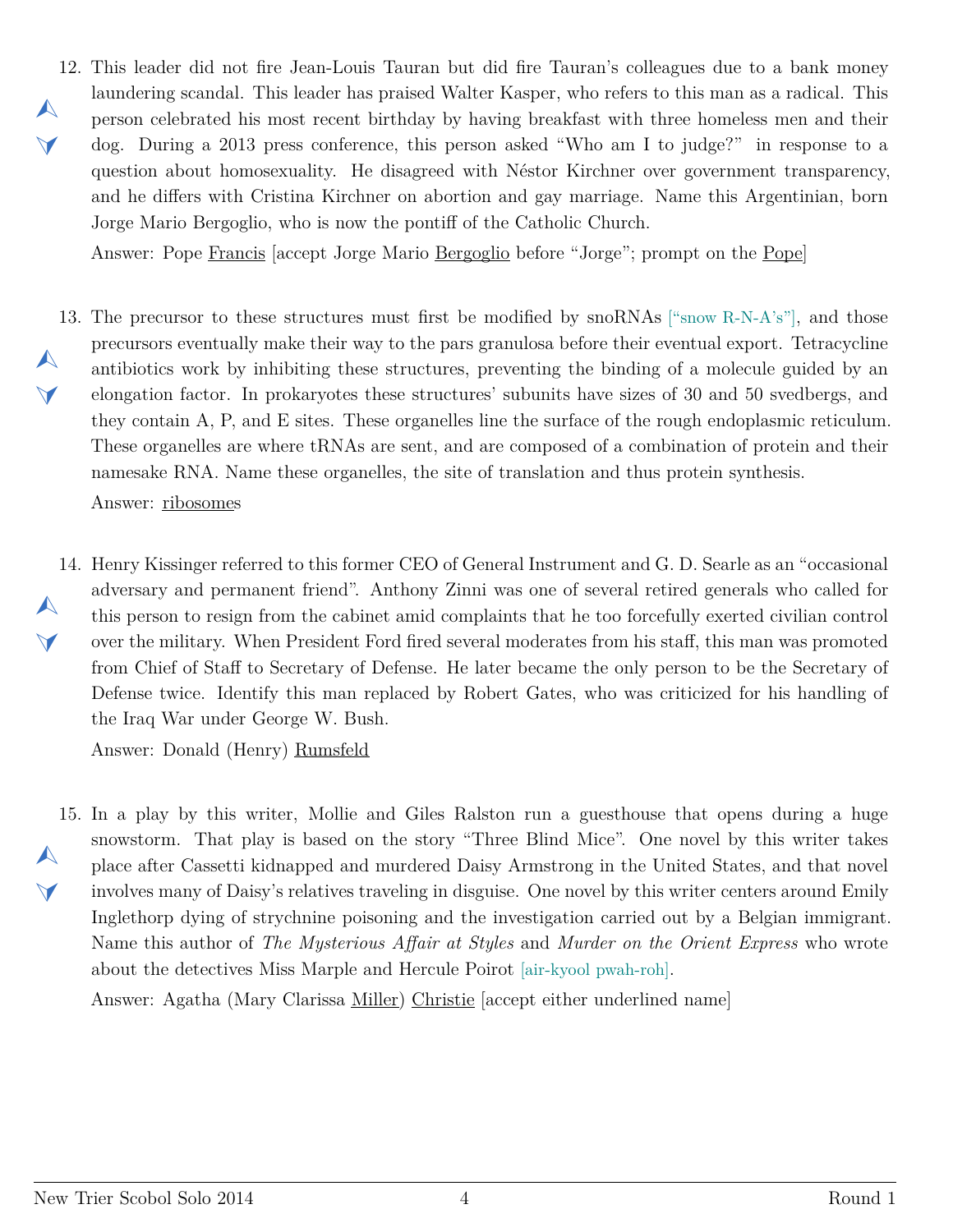12. This leader did not fire Jean-Louis Tauran but did fire Tauran's colleagues due to a bank money laundering scandal. This leader has praised Walter Kasper, who refers to this man as a radical. This person celebrated his most recent birthday by having breakfast with three homeless men and their dog. During a 2013 press conference, this person asked "Who am I to judge?" in response to a question about homosexuality. He disagreed with Néstor Kirchner over government transparency, and he differs with Cristina Kirchner on abortion and gay marriage. Name this Argentinian, born Jorge Mario Bergoglio, who is now the pontiff of the Catholic Church.

    Answer: Pope Francis [accept Jorge Mario Bergoglio before "Jorge"; prompt on the Pope]

13. The precursor to these structures must first be modified by snoRNAs ["snow R-N-A's"], and those precursors eventually make their way to the pars granulosa before their eventual export. Tetracycline antibiotics work by inhibiting these structures, preventing the binding of a molecule guided by an elongation factor. In prokaryotes these structures' subunits have sizes of 30 and 50 svedbergs, and they contain A, P, and E sites. These organelles line the surface of the rough endoplasmic reticulum. These organelles are where tRNAs are sent, and are composed of a combination of protein and their namesake RNA. Name these organelles, the site of translation and thus protein synthesis.

    Answer: ribosomes

14. Henry Kissinger referred to this former CEO of General Instrument and G. D. Searle as an "occasional adversary and permanent friend". Anthony Zinni was one of several retired generals who called for this person to resign from the cabinet amid complaints that he too forcefully exerted civilian control over the military. When President Ford fired several moderates from his staff, this man was promoted from Chief of Staff to Secretary of Defense. He later became the only person to be the Secretary of Defense twice. Identify this man replaced by Robert Gates, who was criticized for his handling of the Iraq War under George W. Bush.

    Answer: Donald (Henry) Rumsfeld

15. In a play by this writer, Mollie and Giles Ralston run a guesthouse that opens during a huge snowstorm. That play is based on the story "Three Blind Mice". One novel by this writer takes place after Cassetti kidnapped and murdered Daisy Armstrong in the United States, and that novel involves many of Daisy's relatives traveling in disguise. One novel by this writer centers around Emily Inglethorp dying of strychnine poisoning and the investigation carried out by a Belgian immigrant. Name this author of *The Mysterious Affair at Styles* and *Murder on the Orient Express* who wrote about the detectives Miss Marple and Hercule Poirot [air-kyool pwah-roh].

    Answer: Agatha (Mary Clarissa Miller) Christie [accept either underlined name]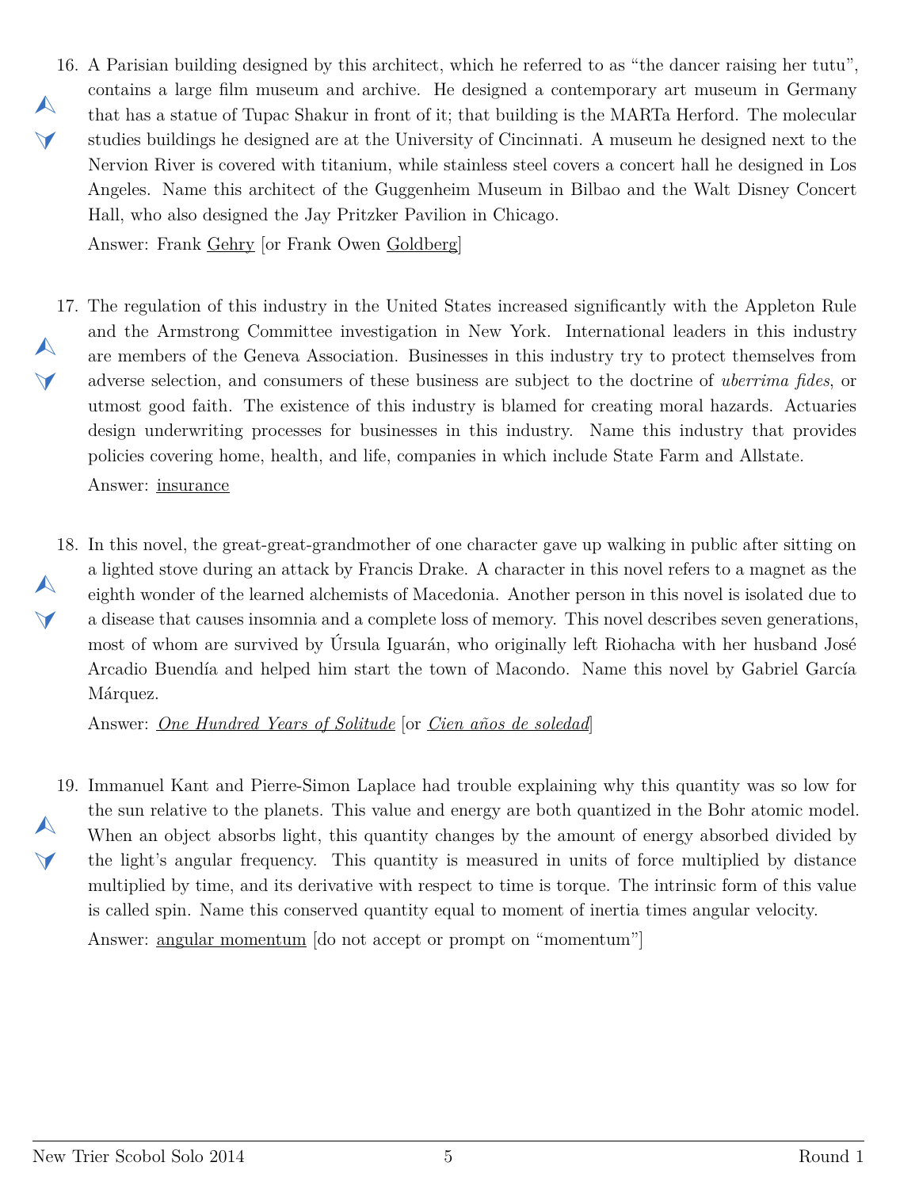16. A Parisian building designed by this architect, which he referred to as "the dancer raising her tutu", contains a large film museum and archive. He designed a contemporary art museum in Germany that has a statue of Tupac Shakur in front of it; that building is the MARTa Herford. The molecular studies buildings he designed are at the University of Cincinnati. A museum he designed next to the Nervion River is covered with titanium, while stainless steel covers a concert hall he designed in Los Angeles. Name this architect of the Guggenheim Museum in Bilbao and the Walt Disney Concert Hall, who also designed the Jay Pritzker Pavilion in Chicago.

    Answer: Frank Gehry [or Frank Owen Goldberg]

17. The regulation of this industry in the United States increased significantly with the Appleton Rule and the Armstrong Committee investigation in New York. International leaders in this industry are members of the Geneva Association. Businesses in this industry try to protect themselves from adverse selection, and consumers of these business are subject to the doctrine of *uberrima fides*, or utmost good faith. The existence of this industry is blamed for creating moral hazards. Actuaries design underwriting processes for businesses in this industry. Name this industry that provides policies covering home, health, and life, companies in which include State Farm and Allstate.

    Answer: insurance

18. In this novel, the great-great-grandmother of one character gave up walking in public after sitting on a lighted stove during an attack by Francis Drake. A character in this novel refers to a magnet as the eighth wonder of the learned alchemists of Macedonia. Another person in this novel is isolated due to a disease that causes insomnia and a complete loss of memory. This novel describes seven generations, most of whom are survived by Úrsula Iguarán, who originally left Riohacha with her husband José Arcadio Buendía and helped him start the town of Macondo. Name this novel by Gabriel García Márquez.

    Answer: *One Hundred Years of Solitude* [or *Cien años de soledad*]

19. Immanuel Kant and Pierre-Simon Laplace had trouble explaining why this quantity was so low for the sun relative to the planets. This value and energy are both quantized in the Bohr atomic model. When an object absorbs light, this quantity changes by the amount of energy absorbed divided by the light's angular frequency. This quantity is measured in units of force multiplied by distance multiplied by time, and its derivative with respect to time is torque. The intrinsic form of this value is called spin. Name this conserved quantity equal to moment of inertia times angular velocity.

    Answer: angular momentum [do not accept or prompt on "momentum"]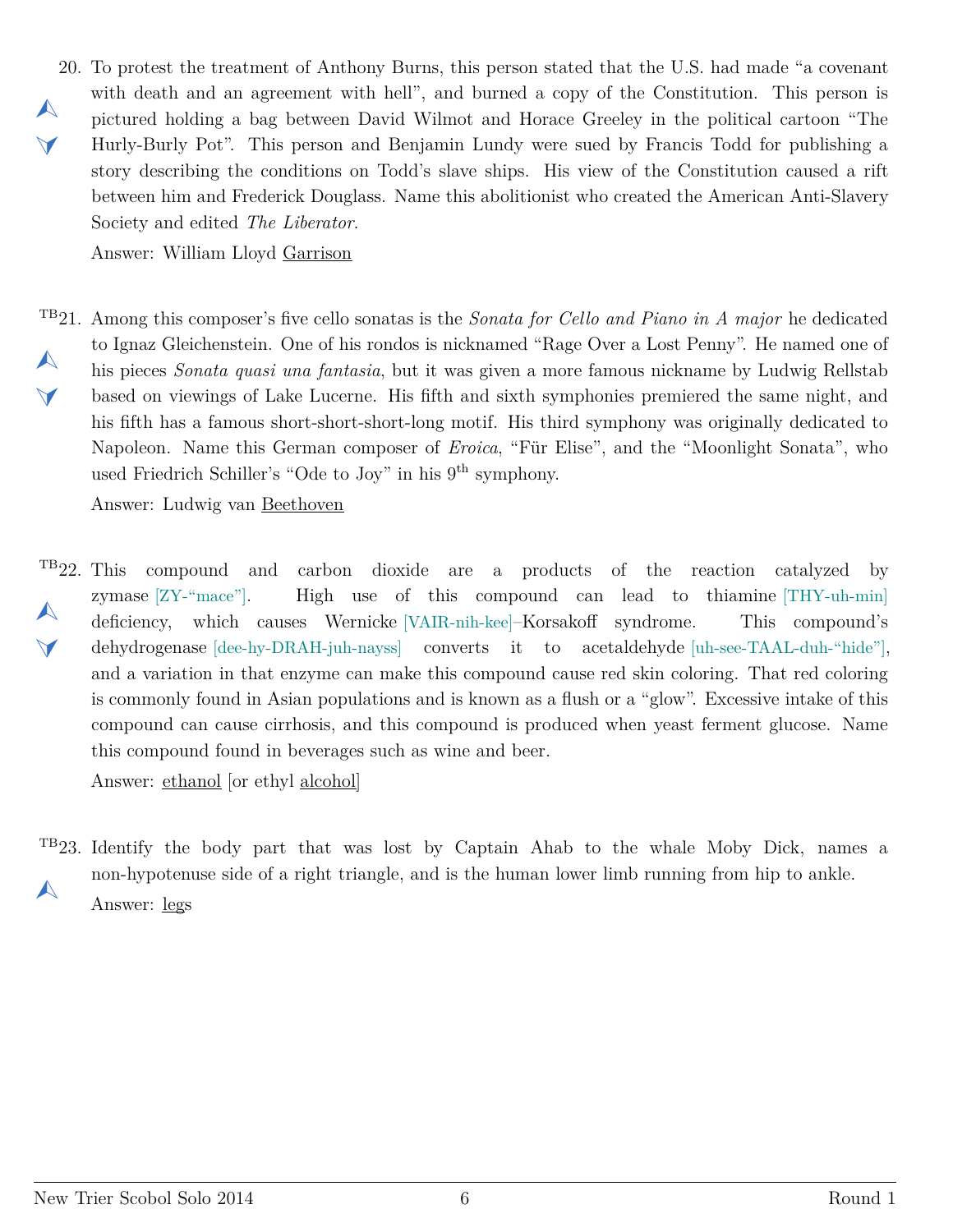20. To protest the treatment of Anthony Burns, this person stated that the U.S. had made "a covenant with death and an agreement with hell", and burned a copy of the Constitution. This person is pictured holding a bag between David Wilmot and Horace Greeley in the political cartoon "The Hurly-Burly Pot". This person and Benjamin Lundy were sued by Francis Todd for publishing a story describing the conditions on Todd's slave ships. His view of the Constitution caused a rift between him and Frederick Douglass. Name this abolitionist who created the American Anti-Slavery Society and edited *The Liberator*.

    Answer: William Lloyd <u>Garrison</u>

TB21. Among this composer's five cello sonatas is the *Sonata for Cello and Piano in A major* he dedicated to Ignaz Gleichenstein. One of his rondos is nicknamed "Rage Over a Lost Penny". He named one of his pieces *Sonata quasi una fantasia*, but it was given a more famous nickname by Ludwig Rellstab based on viewings of Lake Lucerne. His fifth and sixth symphonies premiered the same night, and his fifth has a famous short-short-short-long motif. His third symphony was originally dedicated to Napoleon. Name this German composer of *Eroica*, "Für Elise", and the "Moonlight Sonata", who used Friedrich Schiller's "Ode to Joy" in his 9th symphony.

    Answer: Ludwig van <u>Beethoven</u>

TB22. This compound and carbon dioxide are a products of the reaction catalyzed by zymase [ZY-"mace"]. High use of this compound can lead to thiamine [THY-uh-min] deficiency, which causes Wernicke [VAIR-nih-kee]–Korsakoff syndrome. This compound's dehydrogenase [dee-hy-DRAH-juh-nayss] converts it to acetaldehyde [uh-see-TAAL-duh-"hide"], and a variation in that enzyme can make this compound cause red skin coloring. That red coloring is commonly found in Asian populations and is known as a flush or a "glow". Excessive intake of this compound can cause cirrhosis, and this compound is produced when yeast ferment glucose. Name this compound found in beverages such as wine and beer.

    Answer: <u>ethanol</u> [or ethyl <u>alcohol</u>]

TB23. Identify the body part that was lost by Captain Ahab to the whale Moby Dick, names a non-hypotenuse side of a right triangle, and is the human lower limb running from hip to ankle.

    Answer: <u>legs</u>